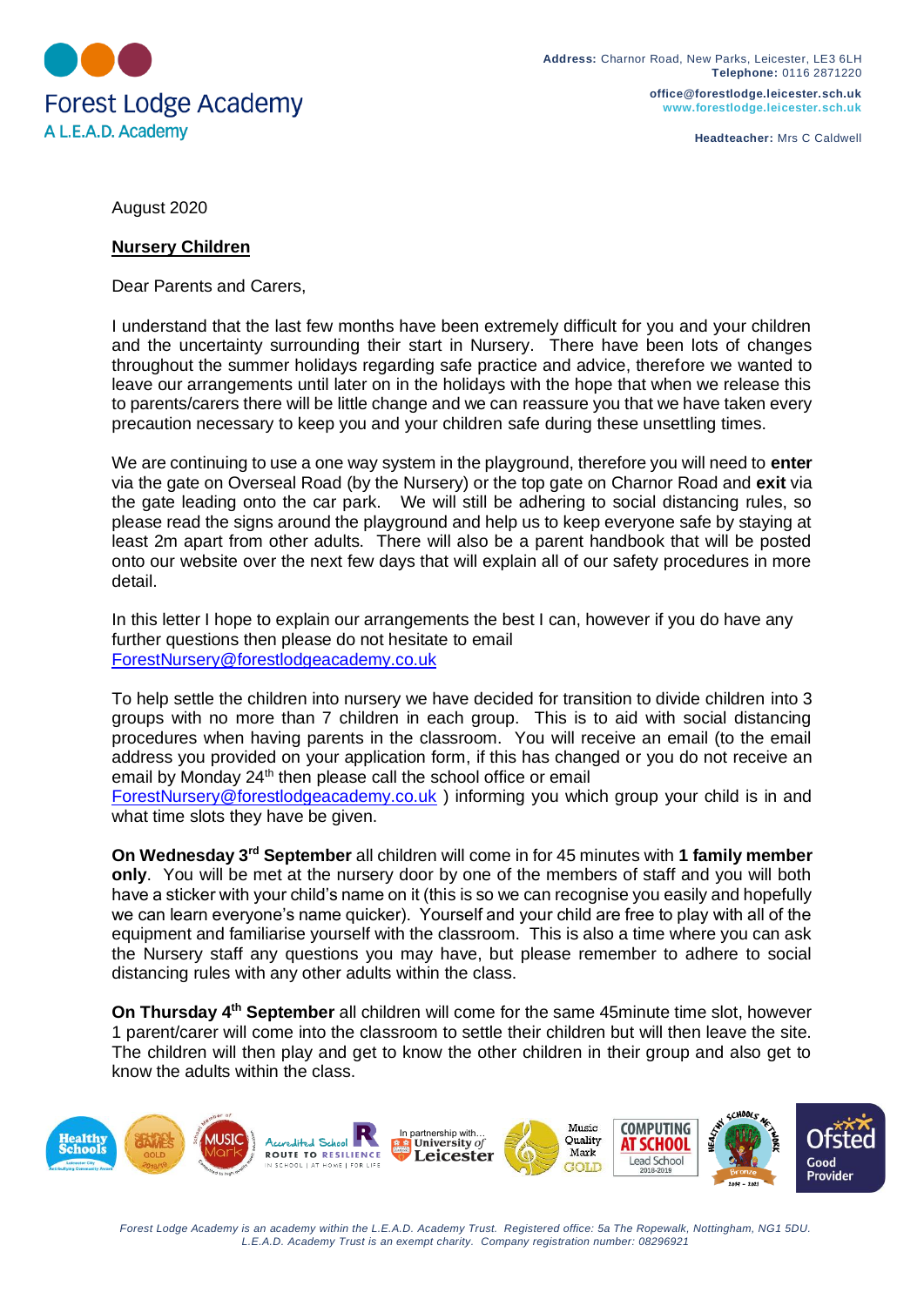Forest Lodge Academy
A L.E.A.D. Academy

**Address:** Charnor Road, New Parks, Leicester, LE3 6LH
**Telephone:** 0116 2871220

office@forestlodge.leicester.sch.uk
www.forestlodge.leicester.sch.uk

**Headteacher:** Mrs C Caldwell

August 2020

**Nursery Children**

Dear Parents and Carers,

I understand that the last few months have been extremely difficult for you and your children and the uncertainty surrounding their start in Nursery. There have been lots of changes throughout the summer holidays regarding safe practice and advice, therefore we wanted to leave our arrangements until later on in the holidays with the hope that when we release this to parents/carers there will be little change and we can reassure you that we have taken every precaution necessary to keep you and your children safe during these unsettling times.

We are continuing to use a one way system in the playground, therefore you will need to **enter** via the gate on Overseal Road (by the Nursery) or the top gate on Charnor Road and **exit** via the gate leading onto the car park. We will still be adhering to social distancing rules, so please read the signs around the playground and help us to keep everyone safe by staying at least 2m apart from other adults. There will also be a parent handbook that will be posted onto our website over the next few days that will explain all of our safety procedures in more detail.

In this letter I hope to explain our arrangements the best I can, however if you do have any further questions then please do not hesitate to email ForestNursery@forestlodgeacademy.co.uk

To help settle the children into nursery we have decided for transition to divide children into 3 groups with no more than 7 children in each group. This is to aid with social distancing procedures when having parents in the classroom. You will receive an email (to the email address you provided on your application form, if this has changed or you do not receive an email by Monday 24th then please call the school office or email ForestNursery@forestlodgeacademy.co.uk ) informing you which group your child is in and what time slots they have be given.

**On Wednesday 3rd September** all children will come in for 45 minutes with **1 family member only**. You will be met at the nursery door by one of the members of staff and you will both have a sticker with your child's name on it (this is so we can recognise you easily and hopefully we can learn everyone's name quicker). Yourself and your child are free to play with all of the equipment and familiarise yourself with the classroom. This is also a time where you can ask the Nursery staff any questions you may have, but please remember to adhere to social distancing rules with any other adults within the class.

**On Thursday 4th September** all children will come for the same 45minute time slot, however 1 parent/carer will come into the classroom to settle their children but will then leave the site. The children will then play and get to know the other children in their group and also get to know the adults within the class.

*Forest Lodge Academy is an academy within the L.E.A.D. Academy Trust. Registered office: 5a The Ropewalk, Nottingham, NG1 5DU. L.E.A.D. Academy Trust is an exempt charity. Company registration number: 08296921*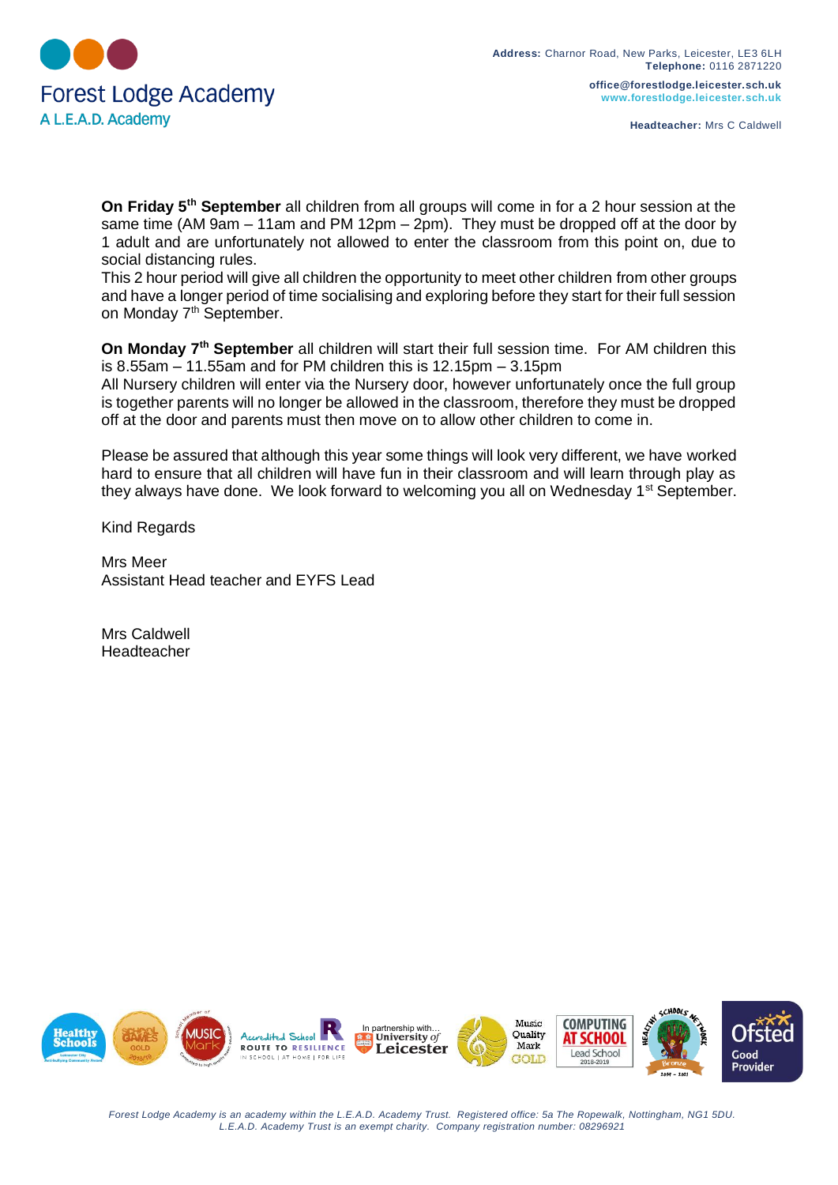Forest Lodge Academy
A L.E.A.D. Academy

**Address:** Charnor Road, New Parks, Leicester, LE3 6LH
**Telephone:** 0116 2871220

**office@forestlodge.leicester.sch.uk**
**www.forestlodge.leicester.sch.uk**

**Headteacher:** Mrs C Caldwell

**On Friday 5th September** all children from all groups will come in for a 2 hour session at the same time (AM 9am – 11am and PM 12pm – 2pm). They must be dropped off at the door by 1 adult and are unfortunately not allowed to enter the classroom from this point on, due to social distancing rules.
This 2 hour period will give all children the opportunity to meet other children from other groups and have a longer period of time socialising and exploring before they start for their full session on Monday 7th September.

**On Monday 7th September** all children will start their full session time. For AM children this is 8.55am – 11.55am and for PM children this is 12.15pm – 3.15pm
All Nursery children will enter via the Nursery door, however unfortunately once the full group is together parents will no longer be allowed in the classroom, therefore they must be dropped off at the door and parents must then move on to allow other children to come in.

Please be assured that although this year some things will look very different, we have worked hard to ensure that all children will have fun in their classroom and will learn through play as they always have done. We look forward to welcoming you all on Wednesday 1st September.

Kind Regards

Mrs Meer
Assistant Head teacher and EYFS Lead

Mrs Caldwell
Headteacher

*Forest Lodge Academy is an academy within the L.E.A.D. Academy Trust. Registered office: 5a The Ropewalk, Nottingham, NG1 5DU. L.E.A.D. Academy Trust is an exempt charity. Company registration number: 08296921*